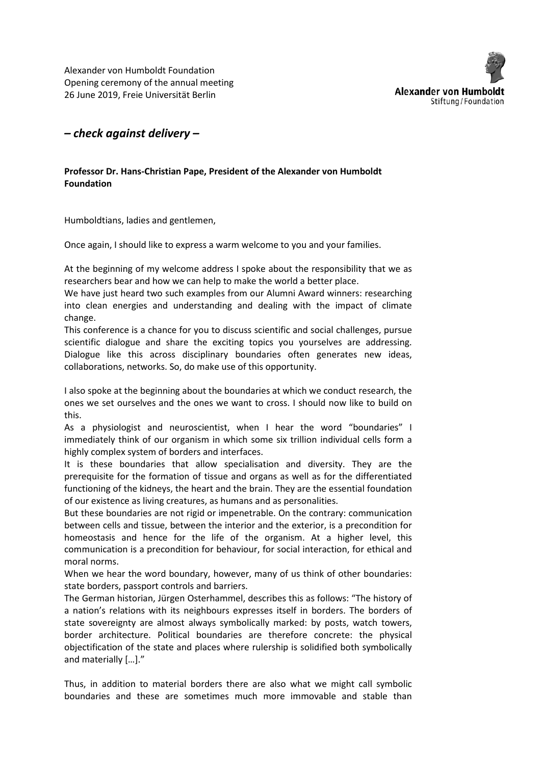Alexander von Humboldt Foundation
Opening ceremony of the annual meeting
26 June 2019, Freie Universität Berlin

***– check against delivery –***

**Professor Dr. Hans-Christian Pape, President of the Alexander von Humboldt Foundation**

Humboldtians, ladies and gentlemen,

Once again, I should like to express a warm welcome to you and your families.

At the beginning of my welcome address I spoke about the responsibility that we as researchers bear and how we can help to make the world a better place.
We have just heard two such examples from our Alumni Award winners: researching into clean energies and understanding and dealing with the impact of climate change.
This conference is a chance for you to discuss scientific and social challenges, pursue scientific dialogue and share the exciting topics you yourselves are addressing. Dialogue like this across disciplinary boundaries often generates new ideas, collaborations, networks. So, do make use of this opportunity.

I also spoke at the beginning about the boundaries at which we conduct research, the ones we set ourselves and the ones we want to cross. I should now like to build on this.
As a physiologist and neuroscientist, when I hear the word "boundaries" I immediately think of our organism in which some six trillion individual cells form a highly complex system of borders and interfaces.
It is these boundaries that allow specialisation and diversity. They are the prerequisite for the formation of tissue and organs as well as for the differentiated functioning of the kidneys, the heart and the brain. They are the essential foundation of our existence as living creatures, as humans and as personalities.
But these boundaries are not rigid or impenetrable. On the contrary: communication between cells and tissue, between the interior and the exterior, is a precondition for homeostasis and hence for the life of the organism. At a higher level, this communication is a precondition for behaviour, for social interaction, for ethical and moral norms.
When we hear the word boundary, however, many of us think of other boundaries: state borders, passport controls and barriers.
The German historian, Jürgen Osterhammel, describes this as follows: "The history of a nation's relations with its neighbours expresses itself in borders. The borders of state sovereignty are almost always symbolically marked: by posts, watch towers, border architecture. Political boundaries are therefore concrete: the physical objectification of the state and places where rulership is solidified both symbolically and materially […]."

Thus, in addition to material borders there are also what we might call symbolic boundaries and these are sometimes much more immovable and stable than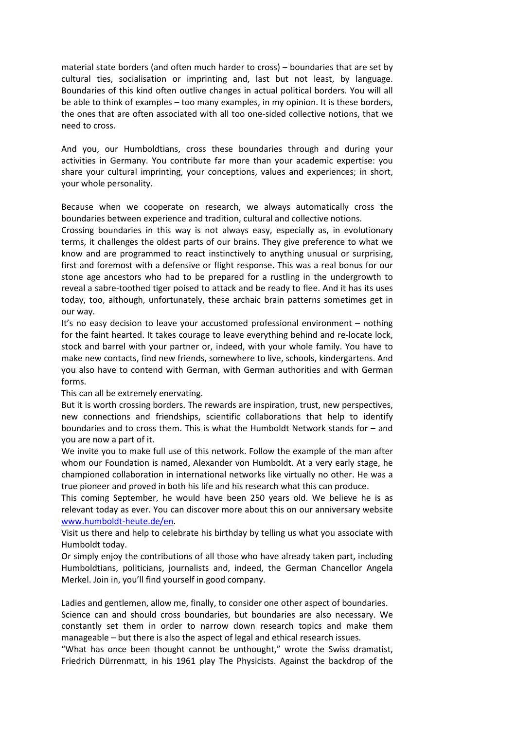material state borders (and often much harder to cross) – boundaries that are set by cultural ties, socialisation or imprinting and, last but not least, by language. Boundaries of this kind often outlive changes in actual political borders. You will all be able to think of examples – too many examples, in my opinion. It is these borders, the ones that are often associated with all too one-sided collective notions, that we need to cross.

And you, our Humboldtians, cross these boundaries through and during your activities in Germany. You contribute far more than your academic expertise: you share your cultural imprinting, your conceptions, values and experiences; in short, your whole personality.

Because when we cooperate on research, we always automatically cross the boundaries between experience and tradition, cultural and collective notions.
Crossing boundaries in this way is not always easy, especially as, in evolutionary terms, it challenges the oldest parts of our brains. They give preference to what we know and are programmed to react instinctively to anything unusual or surprising, first and foremost with a defensive or flight response. This was a real bonus for our stone age ancestors who had to be prepared for a rustling in the undergrowth to reveal a sabre-toothed tiger poised to attack and be ready to flee. And it has its uses today, too, although, unfortunately, these archaic brain patterns sometimes get in our way.
It's no easy decision to leave your accustomed professional environment – nothing for the faint hearted. It takes courage to leave everything behind and re-locate lock, stock and barrel with your partner or, indeed, with your whole family. You have to make new contacts, find new friends, somewhere to live, schools, kindergartens. And you also have to contend with German, with German authorities and with German forms.
This can all be extremely enervating.
But it is worth crossing borders. The rewards are inspiration, trust, new perspectives, new connections and friendships, scientific collaborations that help to identify boundaries and to cross them. This is what the Humboldt Network stands for – and you are now a part of it.
We invite you to make full use of this network. Follow the example of the man after whom our Foundation is named, Alexander von Humboldt. At a very early stage, he championed collaboration in international networks like virtually no other. He was a true pioneer and proved in both his life and his research what this can produce.
This coming September, he would have been 250 years old. We believe he is as relevant today as ever. You can discover more about this on our anniversary website [www.humboldt-heute.de/en](www.humboldt-heute.de/en).
Visit us there and help to celebrate his birthday by telling us what you associate with Humboldt today.
Or simply enjoy the contributions of all those who have already taken part, including Humboldtians, politicians, journalists and, indeed, the German Chancellor Angela Merkel. Join in, you'll find yourself in good company.

Ladies and gentlemen, allow me, finally, to consider one other aspect of boundaries.
Science can and should cross boundaries, but boundaries are also necessary. We constantly set them in order to narrow down research topics and make them manageable – but there is also the aspect of legal and ethical research issues.
"What has once been thought cannot be unthought," wrote the Swiss dramatist, Friedrich Dürrenmatt, in his 1961 play The Physicists. Against the backdrop of the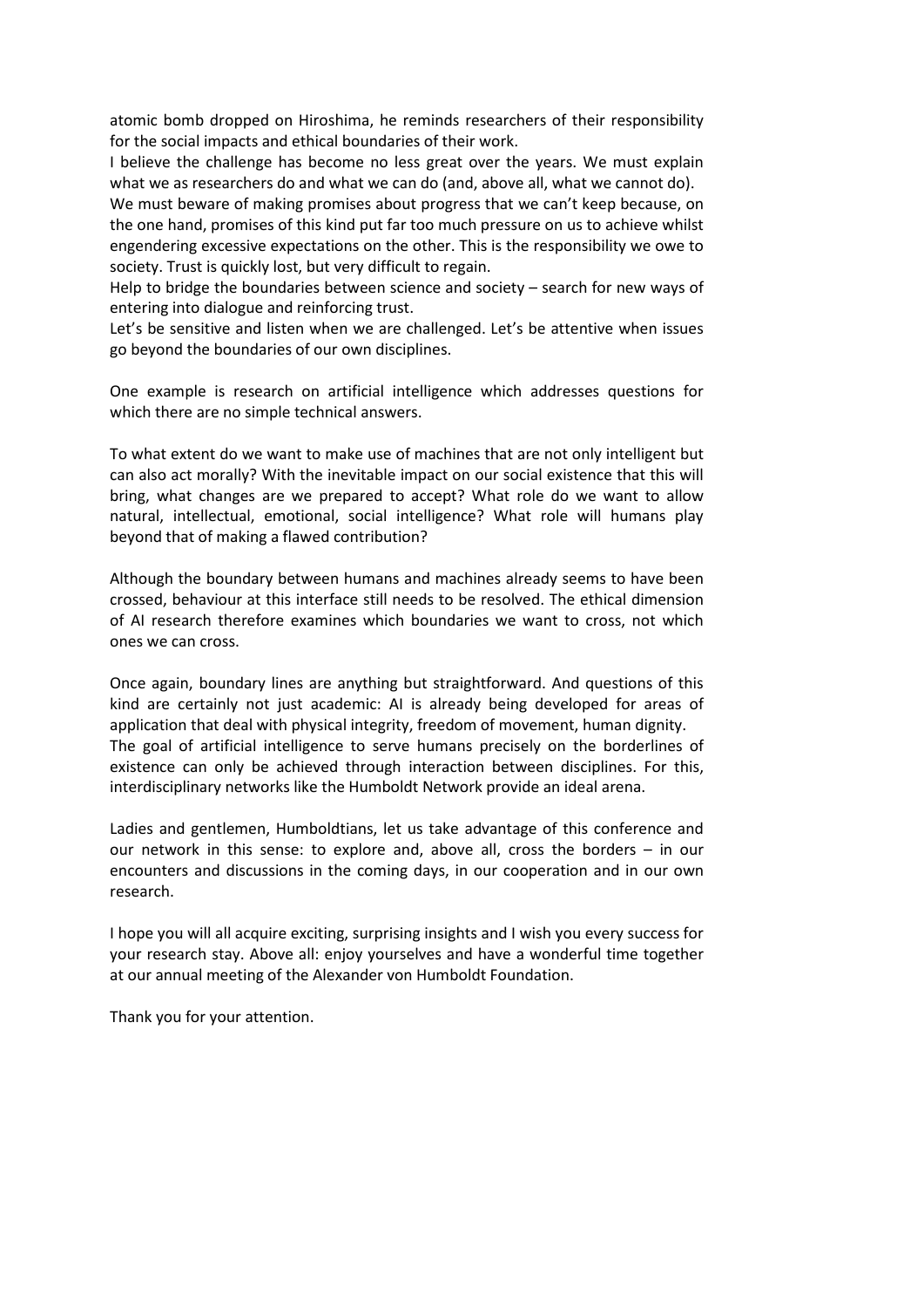atomic bomb dropped on Hiroshima, he reminds researchers of their responsibility for the social impacts and ethical boundaries of their work.
I believe the challenge has become no less great over the years. We must explain what we as researchers do and what we can do (and, above all, what we cannot do).
We must beware of making promises about progress that we can't keep because, on the one hand, promises of this kind put far too much pressure on us to achieve whilst engendering excessive expectations on the other. This is the responsibility we owe to society. Trust is quickly lost, but very difficult to regain.
Help to bridge the boundaries between science and society – search for new ways of entering into dialogue and reinforcing trust.
Let's be sensitive and listen when we are challenged. Let's be attentive when issues go beyond the boundaries of our own disciplines.

One example is research on artificial intelligence which addresses questions for which there are no simple technical answers.

To what extent do we want to make use of machines that are not only intelligent but can also act morally? With the inevitable impact on our social existence that this will bring, what changes are we prepared to accept? What role do we want to allow natural, intellectual, emotional, social intelligence? What role will humans play beyond that of making a flawed contribution?

Although the boundary between humans and machines already seems to have been crossed, behaviour at this interface still needs to be resolved. The ethical dimension of AI research therefore examines which boundaries we want to cross, not which ones we can cross.

Once again, boundary lines are anything but straightforward. And questions of this kind are certainly not just academic: AI is already being developed for areas of application that deal with physical integrity, freedom of movement, human dignity.
The goal of artificial intelligence to serve humans precisely on the borderlines of existence can only be achieved through interaction between disciplines. For this, interdisciplinary networks like the Humboldt Network provide an ideal arena.

Ladies and gentlemen, Humboldtians, let us take advantage of this conference and our network in this sense: to explore and, above all, cross the borders – in our encounters and discussions in the coming days, in our cooperation and in our own research.

I hope you will all acquire exciting, surprising insights and I wish you every success for your research stay. Above all: enjoy yourselves and have a wonderful time together at our annual meeting of the Alexander von Humboldt Foundation.

Thank you for your attention.